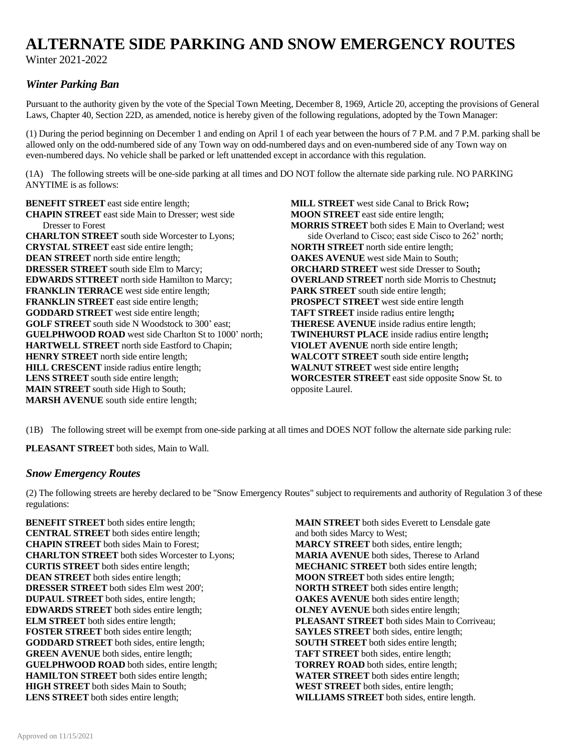# ALTERNATE SIDE PARKING AND SNOW EMERGENCY ROUTES

Winter 2021-2022

## *Winter Parking Ban*

Pursuant to the authority given by the vote of the Special Town Meeting, December 8, 1969, Article 20, accepting the provisions of General Laws, Chapter 40, Section 22D, as amended, notice is hereby given of the following regulations, adopted by the Town Manager:

(1) During the period beginning on December 1 and ending on April 1 of each year between the hours of 7 P.M. and 7 P.M. parking shall be allowed only on the odd-numbered side of any Town way on odd-numbered days and on even-numbered side of any Town way on even-numbered days. No vehicle shall be parked or left unattended except in accordance with this regulation.

(1A) The following streets will be one-side parking at all times and DO NOT follow the alternate side parking rule. NO PARKING ANYTIME is as follows:

**BENEFIT STREET** east side entire length;
**CHAPIN STREET** east side Main to Dresser; west side Dresser to Forest
**CHARLTON STREET** south side Worcester to Lyons;
**CRYSTAL STREET** east side entire length;
**DEAN STREET** north side entire length;
**DRESSER STREET** south side Elm to Marcy;
**EDWARDS STTREET** north side Hamilton to Marcy;
**FRANKLIN TERRACE** west side entire length;
**FRANKLIN STREET** east side entire length;
**GODDARD STREET** west side entire length;
**GOLF STREET** south side N Woodstock to 300' east;
**GUELPHWOOD ROAD** west side Charlton St to 1000' north;
**HARTWELL STREET** north side Eastford to Chapin;
**HENRY STREET** north side entire length;
**HILL CRESCENT** inside radius entire length;
**LENS STREET** south side entire length;
**MAIN STREET** south side High to South;
**MARSH AVENUE** south side entire length;
**MILL STREET** west side Canal to Brick Row**;**
**MOON STREET** east side entire length;
**MORRIS STREET** both sides E Main to Overland; west side Overland to Cisco; east side Cisco to 262' north;
**NORTH STREET** north side entire length;
**OAKES AVENUE** west side Main to South;
**ORCHARD STREET** west side Dresser to South**;**
**OVERLAND STREET** north side Morris to Chestnut**;**
**PARK STREET** south side entire length;
**PROSPECT STREET** west side entire length
**TAFT STREET** inside radius entire length**;**
**THERESE AVENUE** inside radius entire length;
**TWINEHURST PLACE** inside radius entire length**;**
**VIOLET AVENUE** north side entire length;
**WALCOTT STREET** south side entire length**;**
**WALNUT STREET** west side entire length**;**
**WORCESTER STREET** east side opposite Snow St. to opposite Laurel.

(1B) The following street will be exempt from one-side parking at all times and DOES NOT follow the alternate side parking rule:

**PLEASANT STREET** both sides, Main to Wall.

## *Snow Emergency Routes*

(2) The following streets are hereby declared to be "Snow Emergency Routes" subject to requirements and authority of Regulation 3 of these regulations:

**BENEFIT STREET** both sides entire length;
**CENTRAL STREET** both sides entire length;
**CHAPIN STREET** both sides Main to Forest;
**CHARLTON STREET** both sides Worcester to Lyons;
**CURTIS STREET** both sides entire length;
**DEAN STREET** both sides entire length;
**DRESSER STREET** both sides Elm west 200';
**DUPAUL STREET** both sides, entire length;
**EDWARDS STREET** both sides entire length;
**ELM STREET** both sides entire length;
**FOSTER STREET** both sides entire length;
**GODDARD STREET** both sides, entire length;
**GREEN AVENUE** both sides, entire length;
**GUELPHWOOD ROAD** both sides, entire length;
**HAMILTON STREET** both sides entire length;
**HIGH STREET** both sides Main to South;
**LENS STREET** both sides entire length;
**MAIN STREET** both sides Everett to Lensdale gate and both sides Marcy to West;
**MARCY STREET** both sides, entire length;
**MARIA AVENUE** both sides, Therese to Arland
**MECHANIC STREET** both sides entire length;
**MOON STREET** both sides entire length;
**NORTH STREET** both sides entire length;
**OAKES AVENUE** both sides entire length;
**OLNEY AVENUE** both sides entire length;
**PLEASANT STREET** both sides Main to Corriveau;
**SAYLES STREET** both sides, entire length;
**SOUTH STREET** both sides entire length;
**TAFT STREET** both sides, entire length;
**TORREY ROAD** both sides, entire length;
**WATER STREET** both sides entire length;
**WEST STREET** both sides, entire length;
**WILLIAMS STREET** both sides, entire length.

Approved on 11/15/2021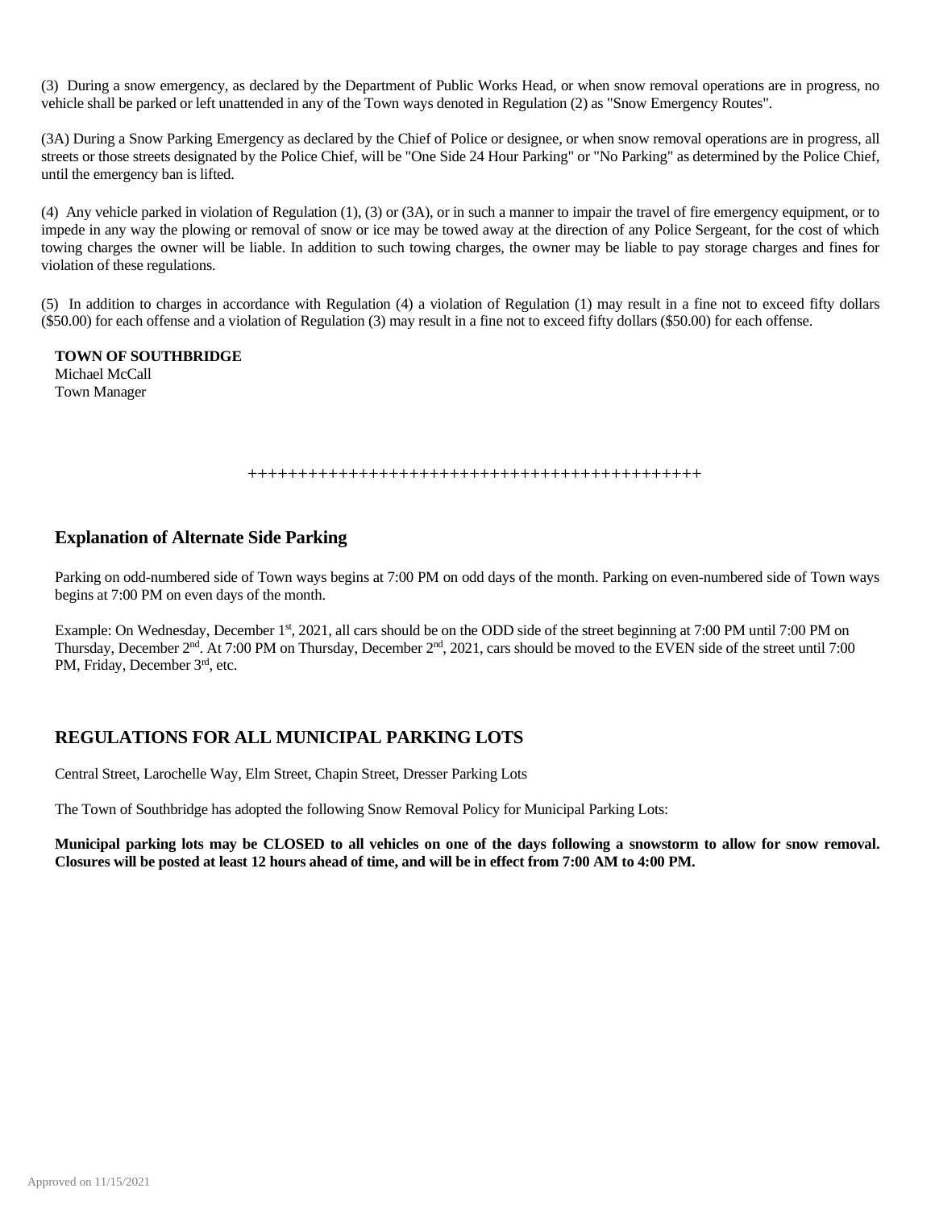(3) During a snow emergency, as declared by the Department of Public Works Head, or when snow removal operations are in progress, no vehicle shall be parked or left unattended in any of the Town ways denoted in Regulation (2) as "Snow Emergency Routes".

(3A) During a Snow Parking Emergency as declared by the Chief of Police or designee, or when snow removal operations are in progress, all streets or those streets designated by the Police Chief, will be "One Side 24 Hour Parking" or "No Parking" as determined by the Police Chief, until the emergency ban is lifted.

(4) Any vehicle parked in violation of Regulation (1), (3) or (3A), or in such a manner to impair the travel of fire emergency equipment, or to impede in any way the plowing or removal of snow or ice may be towed away at the direction of any Police Sergeant, for the cost of which towing charges the owner will be liable. In addition to such towing charges, the owner may be liable to pay storage charges and fines for violation of these regulations.

(5) In addition to charges in accordance with Regulation (4) a violation of Regulation (1) may result in a fine not to exceed fifty dollars ($50.00) for each offense and a violation of Regulation (3) may result in a fine not to exceed fifty dollars ($50.00) for each offense.

**TOWN OF SOUTHBRIDGE**
Michael McCall
Town Manager

++++++++++++++++++++++++++++++++++++++++++++++

## Explanation of Alternate Side Parking

Parking on odd-numbered side of Town ways begins at 7:00 PM on odd days of the month. Parking on even-numbered side of Town ways begins at 7:00 PM on even days of the month.

Example: On Wednesday, December 1st, 2021, all cars should be on the ODD side of the street beginning at 7:00 PM until 7:00 PM on Thursday, December 2nd. At 7:00 PM on Thursday, December 2nd, 2021, cars should be moved to the EVEN side of the street until 7:00 PM, Friday, December 3rd, etc.

## REGULATIONS FOR ALL MUNICIPAL PARKING LOTS

Central Street, Larochelle Way, Elm Street, Chapin Street, Dresser Parking Lots

The Town of Southbridge has adopted the following Snow Removal Policy for Municipal Parking Lots:

**Municipal parking lots may be CLOSED to all vehicles on one of the days following a snowstorm to allow for snow removal. Closures will be posted at least 12 hours ahead of time, and will be in effect from 7:00 AM to 4:00 PM.**

Approved on 11/15/2021